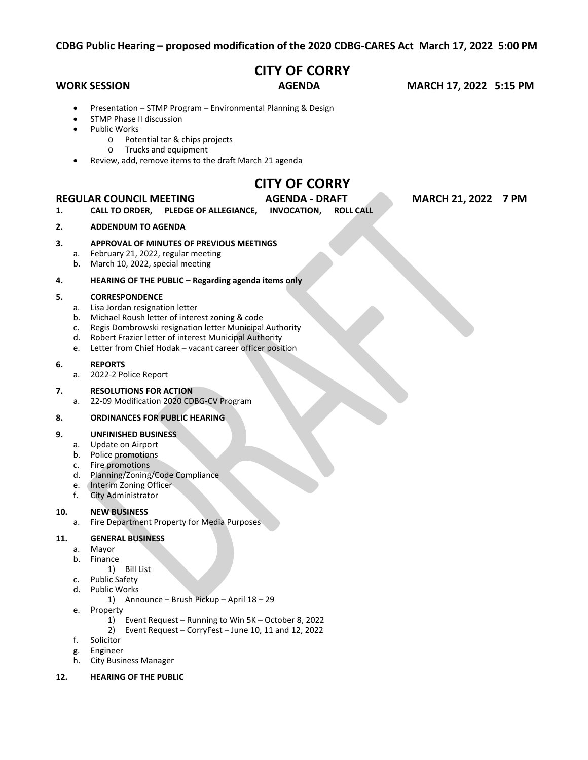**CDBG Public Hearing – proposed modification of the 2020 CDBG-CARES Act March 17, 2022 5:00 PM**

# CITY OF CORRY

**WORK SESSION** **AGENDA** **MARCH 17, 2022 5:15 PM**

- Presentation – STMP Program – Environmental Planning & Design
- STMP Phase II discussion
- Public Works
  - Potential tar & chips projects
  - Trucks and equipment
- Review, add, remove items to the draft March 21 agenda

# CITY OF CORRY

**REGULAR COUNCIL MEETING** **AGENDA - DRAFT** **MARCH 21, 2022 7 PM**

**1. CALL TO ORDER, PLEDGE OF ALLEGIANCE, INVOCATION, ROLL CALL**

**2. ADDENDUM TO AGENDA**

**3. APPROVAL OF MINUTES OF PREVIOUS MEETINGS**

a. February 21, 2022, regular meeting
b. March 10, 2022, special meeting

**4. HEARING OF THE PUBLIC – Regarding agenda items only**

**5. CORRESPONDENCE**

a. Lisa Jordan resignation letter
b. Michael Roush letter of interest zoning & code
c. Regis Dombrowski resignation letter Municipal Authority
d. Robert Frazier letter of interest Municipal Authority
e. Letter from Chief Hodak – vacant career officer position

**6. REPORTS**

a. 2022-2 Police Report

**7. RESOLUTIONS FOR ACTION**

a. 22-09 Modification 2020 CDBG-CV Program

**8. ORDINANCES FOR PUBLIC HEARING**

**9. UNFINISHED BUSINESS**

a. Update on Airport
b. Police promotions
c. Fire promotions
d. Planning/Zoning/Code Compliance
e. Interim Zoning Officer
f. City Administrator

**10. NEW BUSINESS**

a. Fire Department Property for Media Purposes

**11. GENERAL BUSINESS**

a. Mayor
b. Finance
   1) Bill List
c. Public Safety
d. Public Works
   1) Announce – Brush Pickup – April 18 – 29
e. Property
   1) Event Request – Running to Win 5K – October 8, 2022
   2) Event Request – CorryFest – June 10, 11 and 12, 2022
f. Solicitor
g. Engineer
h. City Business Manager

**12. HEARING OF THE PUBLIC**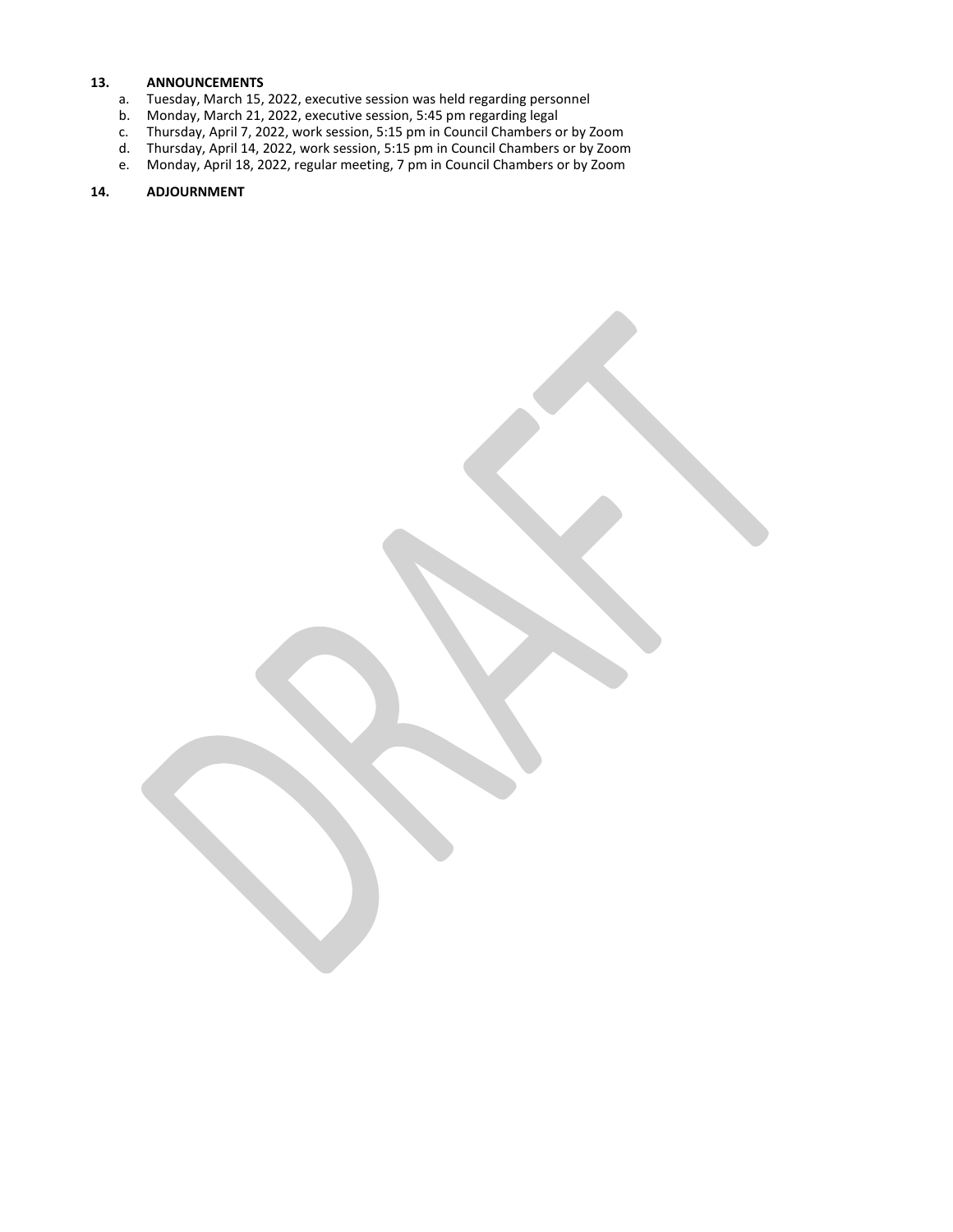**13. ANNOUNCEMENTS**

a. Tuesday, March 15, 2022, executive session was held regarding personnel
b. Monday, March 21, 2022, executive session, 5:45 pm regarding legal
c. Thursday, April 7, 2022, work session, 5:15 pm in Council Chambers or by Zoom
d. Thursday, April 14, 2022, work session, 5:15 pm in Council Chambers or by Zoom
e. Monday, April 18, 2022, regular meeting, 7 pm in Council Chambers or by Zoom

**14. ADJOURNMENT**

DRAFT